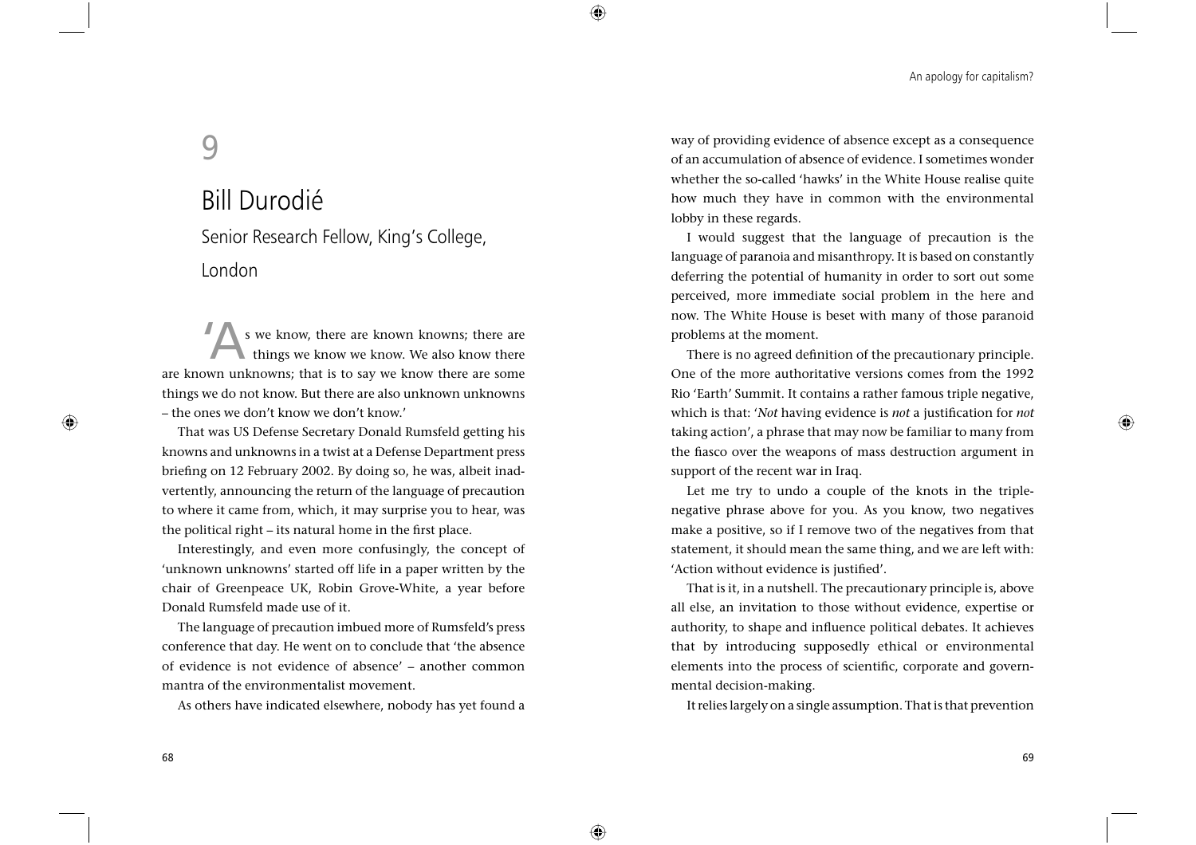# 9

## Bill Durodié

Senior Research Fellow, King's College, London

'As we know, there are known knowns; there are things we know we know. We also know there are known unknowns; that is to say we know there are some things we do not know. But there are also unknown unknowns – the ones we don't know we don't know.'

That was US Defense Secretary Donald Rumsfeld getting his knowns and unknowns in a twist at a Defense Department press briefing on 12 February 2002. By doing so, he was, albeit inadvertently, announcing the return of the language of precaution to where it came from, which, it may surprise you to hear, was the political right – its natural home in the first place.

Interestingly, and even more confusingly, the concept of 'unknown unknowns' started off life in a paper written by the chair of Greenpeace UK, Robin Grove-White, a year before Donald Rumsfeld made use of it.

The language of precaution imbued more of Rumsfeld's press conference that day. He went on to conclude that 'the absence of evidence is not evidence of absence' – another common mantra of the environmentalist movement.

As others have indicated elsewhere, nobody has yet found a way of providing evidence of absence except as a consequence of an accumulation of absence of evidence. I sometimes wonder whether the so-called 'hawks' in the White House realise quite how much they have in common with the environmental lobby in these regards.

I would suggest that the language of precaution is the language of paranoia and misanthropy. It is based on constantly deferring the potential of humanity in order to sort out some perceived, more immediate social problem in the here and now. The White House is beset with many of those paranoid problems at the moment.

There is no agreed definition of the precautionary principle. One of the more authoritative versions comes from the 1992 Rio 'Earth' Summit. It contains a rather famous triple negative, which is that: '*Not* having evidence is *not* a justification for *not* taking action', a phrase that may now be familiar to many from the fiasco over the weapons of mass destruction argument in support of the recent war in Iraq.

Let me try to undo a couple of the knots in the triple-negative phrase above for you. As you know, two negatives make a positive, so if I remove two of the negatives from that statement, it should mean the same thing, and we are left with: 'Action without evidence is justified'.

That is it, in a nutshell. The precautionary principle is, above all else, an invitation to those without evidence, expertise or authority, to shape and influence political debates. It achieves that by introducing supposedly ethical or environmental elements into the process of scientific, corporate and governmental decision-making.

It relies largely on a single assumption. That is that prevention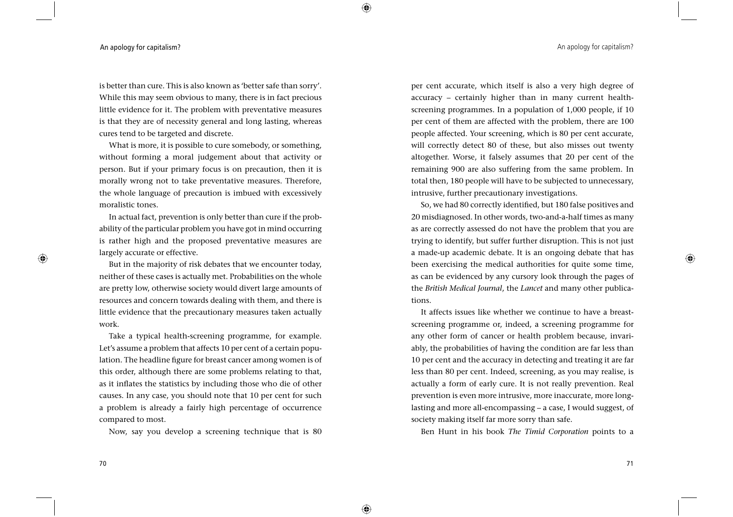is better than cure. This is also known as 'better safe than sorry'. While this may seem obvious to many, there is in fact precious little evidence for it. The problem with preventative measures is that they are of necessity general and long lasting, whereas cures tend to be targeted and discrete.

What is more, it is possible to cure somebody, or something, without forming a moral judgement about that activity or person. But if your primary focus is on precaution, then it is morally wrong not to take preventative measures. Therefore, the whole language of precaution is imbued with excessively moralistic tones.

In actual fact, prevention is only better than cure if the probability of the particular problem you have got in mind occurring is rather high and the proposed preventative measures are largely accurate or effective.

But in the majority of risk debates that we encounter today, neither of these cases is actually met. Probabilities on the whole are pretty low, otherwise society would divert large amounts of resources and concern towards dealing with them, and there is little evidence that the precautionary measures taken actually work.

Take a typical health-screening programme, for example. Let's assume a problem that affects 10 per cent of a certain population. The headline figure for breast cancer among women is of this order, although there are some problems relating to that, as it inflates the statistics by including those who die of other causes. In any case, you should note that 10 per cent for such a problem is already a fairly high percentage of occurrence compared to most.

Now, say you develop a screening technique that is 80 per cent accurate, which itself is also a very high degree of accuracy – certainly higher than in many current health-screening programmes. In a population of 1,000 people, if 10 per cent of them are affected with the problem, there are 100 people affected. Your screening, which is 80 per cent accurate, will correctly detect 80 of these, but also misses out twenty altogether. Worse, it falsely assumes that 20 per cent of the remaining 900 are also suffering from the same problem. In total then, 180 people will have to be subjected to unnecessary, intrusive, further precautionary investigations.

So, we had 80 correctly identified, but 180 false positives and 20 misdiagnosed. In other words, two-and-a-half times as many as are correctly assessed do not have the problem that you are trying to identify, but suffer further disruption. This is not just a made-up academic debate. It is an ongoing debate that has been exercising the medical authorities for quite some time, as can be evidenced by any cursory look through the pages of the *British Medical Journal*, the *Lancet* and many other publications.

It affects issues like whether we continue to have a breast-screening programme or, indeed, a screening programme for any other form of cancer or health problem because, invariably, the probabilities of having the condition are far less than 10 per cent and the accuracy in detecting and treating it are far less than 80 per cent. Indeed, screening, as you may realise, is actually a form of early cure. It is not really prevention. Real prevention is even more intrusive, more inaccurate, more long-lasting and more all-encompassing – a case, I would suggest, of society making itself far more sorry than safe.

Ben Hunt in his book *The Timid Corporation* points to a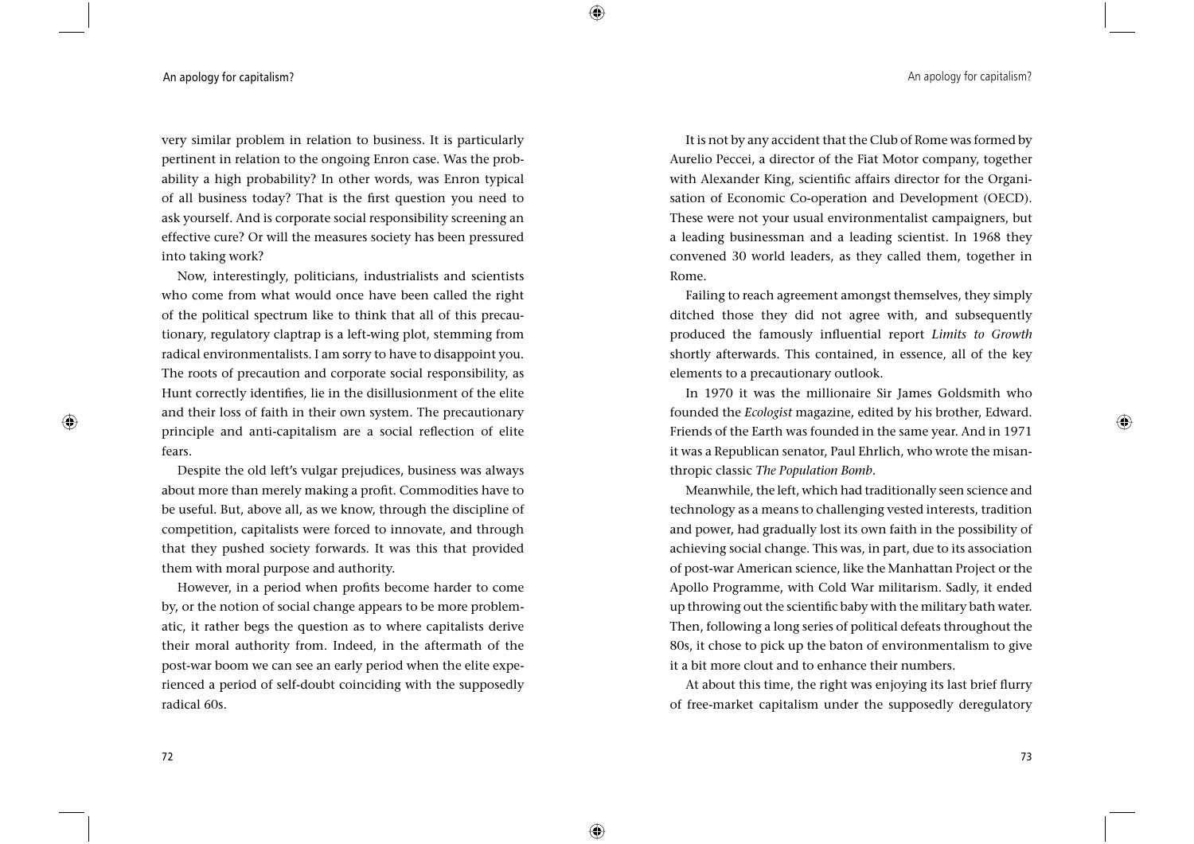very similar problem in relation to business. It is particularly pertinent in relation to the ongoing Enron case. Was the probability a high probability? In other words, was Enron typical of all business today? That is the first question you need to ask yourself. And is corporate social responsibility screening an effective cure? Or will the measures society has been pressured into taking work?

Now, interestingly, politicians, industrialists and scientists who come from what would once have been called the right of the political spectrum like to think that all of this precautionary, regulatory claptrap is a left-wing plot, stemming from radical environmentalists. I am sorry to have to disappoint you. The roots of precaution and corporate social responsibility, as Hunt correctly identifies, lie in the disillusionment of the elite and their loss of faith in their own system. The precautionary principle and anti-capitalism are a social reflection of elite fears.

Despite the old left's vulgar prejudices, business was always about more than merely making a profit. Commodities have to be useful. But, above all, as we know, through the discipline of competition, capitalists were forced to innovate, and through that they pushed society forwards. It was this that provided them with moral purpose and authority.

However, in a period when profits become harder to come by, or the notion of social change appears to be more problematic, it rather begs the question as to where capitalists derive their moral authority from. Indeed, in the aftermath of the post-war boom we can see an early period when the elite experienced a period of self-doubt coinciding with the supposedly radical 60s.

It is not by any accident that the Club of Rome was formed by Aurelio Peccei, a director of the Fiat Motor company, together with Alexander King, scientific affairs director for the Organisation of Economic Co-operation and Development (OECD). These were not your usual environmentalist campaigners, but a leading businessman and a leading scientist. In 1968 they convened 30 world leaders, as they called them, together in Rome.

Failing to reach agreement amongst themselves, they simply ditched those they did not agree with, and subsequently produced the famously influential report *Limits to Growth* shortly afterwards. This contained, in essence, all of the key elements to a precautionary outlook.

In 1970 it was the millionaire Sir James Goldsmith who founded the *Ecologist* magazine, edited by his brother, Edward. Friends of the Earth was founded in the same year. And in 1971 it was a Republican senator, Paul Ehrlich, who wrote the misanthropic classic *The Population Bomb*.

Meanwhile, the left, which had traditionally seen science and technology as a means to challenging vested interests, tradition and power, had gradually lost its own faith in the possibility of achieving social change. This was, in part, due to its association of post-war American science, like the Manhattan Project or the Apollo Programme, with Cold War militarism. Sadly, it ended up throwing out the scientific baby with the military bath water. Then, following a long series of political defeats throughout the 80s, it chose to pick up the baton of environmentalism to give it a bit more clout and to enhance their numbers.

At about this time, the right was enjoying its last brief flurry of free-market capitalism under the supposedly deregulatory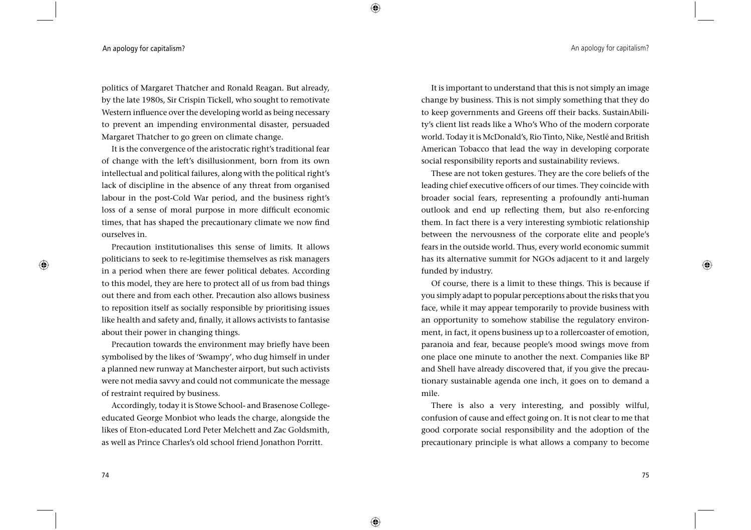politics of Margaret Thatcher and Ronald Reagan. But already, by the late 1980s, Sir Crispin Tickell, who sought to remotivate Western influence over the developing world as being necessary to prevent an impending environmental disaster, persuaded Margaret Thatcher to go green on climate change.

It is the convergence of the aristocratic right's traditional fear of change with the left's disillusionment, born from its own intellectual and political failures, along with the political right's lack of discipline in the absence of any threat from organised labour in the post-Cold War period, and the business right's loss of a sense of moral purpose in more difficult economic times, that has shaped the precautionary climate we now find ourselves in.

Precaution institutionalises this sense of limits. It allows politicians to seek to re-legitimise themselves as risk managers in a period when there are fewer political debates. According to this model, they are here to protect all of us from bad things out there and from each other. Precaution also allows business to reposition itself as socially responsible by prioritising issues like health and safety and, finally, it allows activists to fantasise about their power in changing things.

Precaution towards the environment may briefly have been symbolised by the likes of 'Swampy', who dug himself in under a planned new runway at Manchester airport, but such activists were not media savvy and could not communicate the message of restraint required by business.

Accordingly, today it is Stowe School- and Brasenose College-educated George Monbiot who leads the charge, alongside the likes of Eton-educated Lord Peter Melchett and Zac Goldsmith, as well as Prince Charles's old school friend Jonathon Porritt.

It is important to understand that this is not simply an image change by business. This is not simply something that they do to keep governments and Greens off their backs. SustainAbility's client list reads like a Who's Who of the modern corporate world. Today it is McDonald's, Rio Tinto, Nike, Nestlé and British American Tobacco that lead the way in developing corporate social responsibility reports and sustainability reviews.

These are not token gestures. They are the core beliefs of the leading chief executive officers of our times. They coincide with broader social fears, representing a profoundly anti-human outlook and end up reflecting them, but also re-enforcing them. In fact there is a very interesting symbiotic relationship between the nervousness of the corporate elite and people's fears in the outside world. Thus, every world economic summit has its alternative summit for NGOs adjacent to it and largely funded by industry.

Of course, there is a limit to these things. This is because if you simply adapt to popular perceptions about the risks that you face, while it may appear temporarily to provide business with an opportunity to somehow stabilise the regulatory environment, in fact, it opens business up to a rollercoaster of emotion, paranoia and fear, because people's mood swings move from one place one minute to another the next. Companies like BP and Shell have already discovered that, if you give the precautionary sustainable agenda one inch, it goes on to demand a mile.

There is also a very interesting, and possibly wilful, confusion of cause and effect going on. It is not clear to me that good corporate social responsibility and the adoption of the precautionary principle is what allows a company to become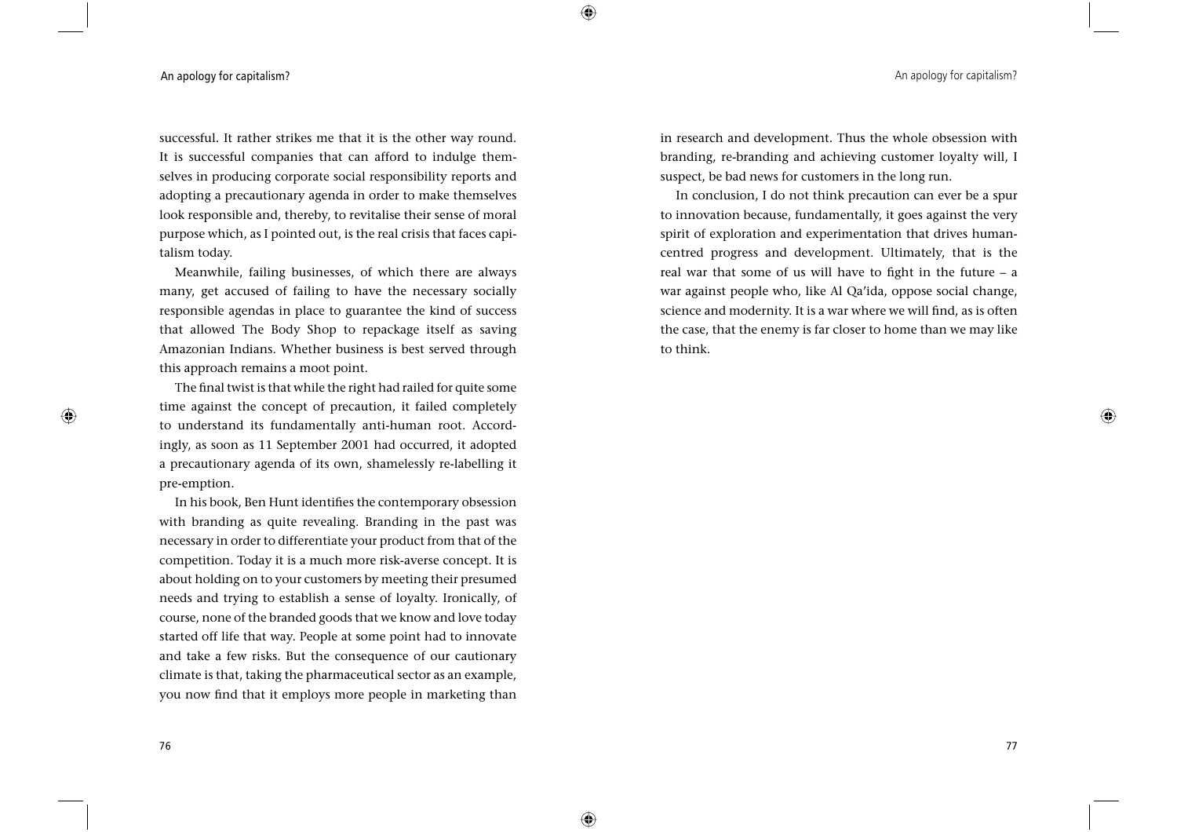successful. It rather strikes me that it is the other way round. It is successful companies that can afford to indulge themselves in producing corporate social responsibility reports and adopting a precautionary agenda in order to make themselves look responsible and, thereby, to revitalise their sense of moral purpose which, as I pointed out, is the real crisis that faces capitalism today.

Meanwhile, failing businesses, of which there are always many, get accused of failing to have the necessary socially responsible agendas in place to guarantee the kind of success that allowed The Body Shop to repackage itself as saving Amazonian Indians. Whether business is best served through this approach remains a moot point.

The final twist is that while the right had railed for quite some time against the concept of precaution, it failed completely to understand its fundamentally anti-human root. Accordingly, as soon as 11 September 2001 had occurred, it adopted a precautionary agenda of its own, shamelessly re-labelling it pre-emption.

In his book, Ben Hunt identifies the contemporary obsession with branding as quite revealing. Branding in the past was necessary in order to differentiate your product from that of the competition. Today it is a much more risk-averse concept. It is about holding on to your customers by meeting their presumed needs and trying to establish a sense of loyalty. Ironically, of course, none of the branded goods that we know and love today started off life that way. People at some point had to innovate and take a few risks. But the consequence of our cautionary climate is that, taking the pharmaceutical sector as an example, you now find that it employs more people in marketing than in research and development. Thus the whole obsession with branding, re-branding and achieving customer loyalty will, I suspect, be bad news for customers in the long run.

In conclusion, I do not think precaution can ever be a spur to innovation because, fundamentally, it goes against the very spirit of exploration and experimentation that drives human-centred progress and development. Ultimately, that is the real war that some of us will have to fight in the future – a war against people who, like Al Qa'ida, oppose social change, science and modernity. It is a war where we will find, as is often the case, that the enemy is far closer to home than we may like to think.